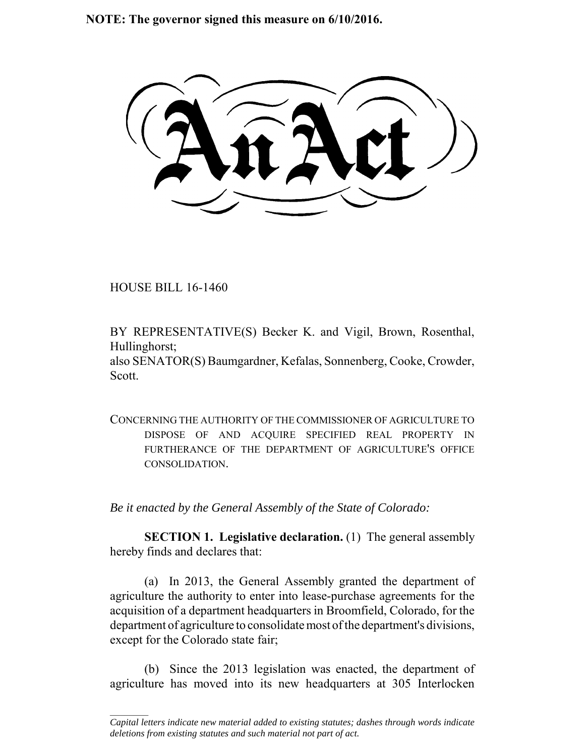**NOTE: The governor signed this measure on 6/10/2016.**

# An Act

HOUSE BILL 16-1460

BY REPRESENTATIVE(S) Becker K. and Vigil, Brown, Rosenthal, Hullinghorst;
also SENATOR(S) Baumgardner, Kefalas, Sonnenberg, Cooke, Crowder, Scott.

CONCERNING THE AUTHORITY OF THE COMMISSIONER OF AGRICULTURE TO DISPOSE OF AND ACQUIRE SPECIFIED REAL PROPERTY IN FURTHERANCE OF THE DEPARTMENT OF AGRICULTURE'S OFFICE CONSOLIDATION.

*Be it enacted by the General Assembly of the State of Colorado:*

**SECTION 1. Legislative declaration.** (1) The general assembly hereby finds and declares that:

(a) In 2013, the General Assembly granted the department of agriculture the authority to enter into lease-purchase agreements for the acquisition of a department headquarters in Broomfield, Colorado, for the department of agriculture to consolidate most of the department's divisions, except for the Colorado state fair;

(b) Since the 2013 legislation was enacted, the department of agriculture has moved into its new headquarters at 305 Interlocken

*Capital letters indicate new material added to existing statutes; dashes through words indicate deletions from existing statutes and such material not part of act.*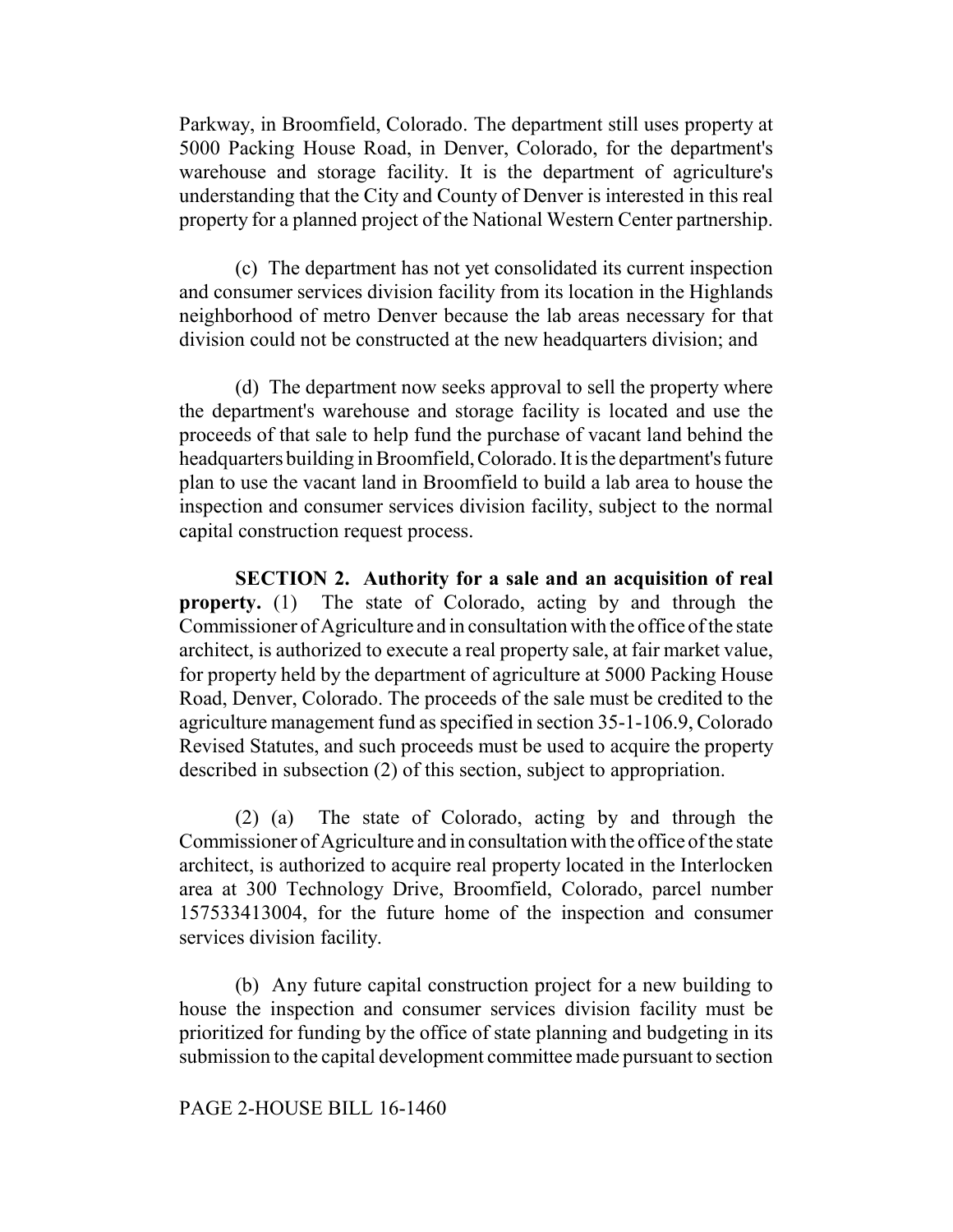Parkway, in Broomfield, Colorado. The department still uses property at 5000 Packing House Road, in Denver, Colorado, for the department's warehouse and storage facility. It is the department of agriculture's understanding that the City and County of Denver is interested in this real property for a planned project of the National Western Center partnership.

(c) The department has not yet consolidated its current inspection and consumer services division facility from its location in the Highlands neighborhood of metro Denver because the lab areas necessary for that division could not be constructed at the new headquarters division; and

(d) The department now seeks approval to sell the property where the department's warehouse and storage facility is located and use the proceeds of that sale to help fund the purchase of vacant land behind the headquarters building in Broomfield, Colorado. It is the department's future plan to use the vacant land in Broomfield to build a lab area to house the inspection and consumer services division facility, subject to the normal capital construction request process.

**SECTION 2. Authority for a sale and an acquisition of real property.** (1) The state of Colorado, acting by and through the Commissioner of Agriculture and in consultation with the office of the state architect, is authorized to execute a real property sale, at fair market value, for property held by the department of agriculture at 5000 Packing House Road, Denver, Colorado. The proceeds of the sale must be credited to the agriculture management fund as specified in section 35-1-106.9, Colorado Revised Statutes, and such proceeds must be used to acquire the property described in subsection (2) of this section, subject to appropriation.

(2) (a) The state of Colorado, acting by and through the Commissioner of Agriculture and in consultation with the office of the state architect, is authorized to acquire real property located in the Interlocken area at 300 Technology Drive, Broomfield, Colorado, parcel number 157533413004, for the future home of the inspection and consumer services division facility.

(b) Any future capital construction project for a new building to house the inspection and consumer services division facility must be prioritized for funding by the office of state planning and budgeting in its submission to the capital development committee made pursuant to section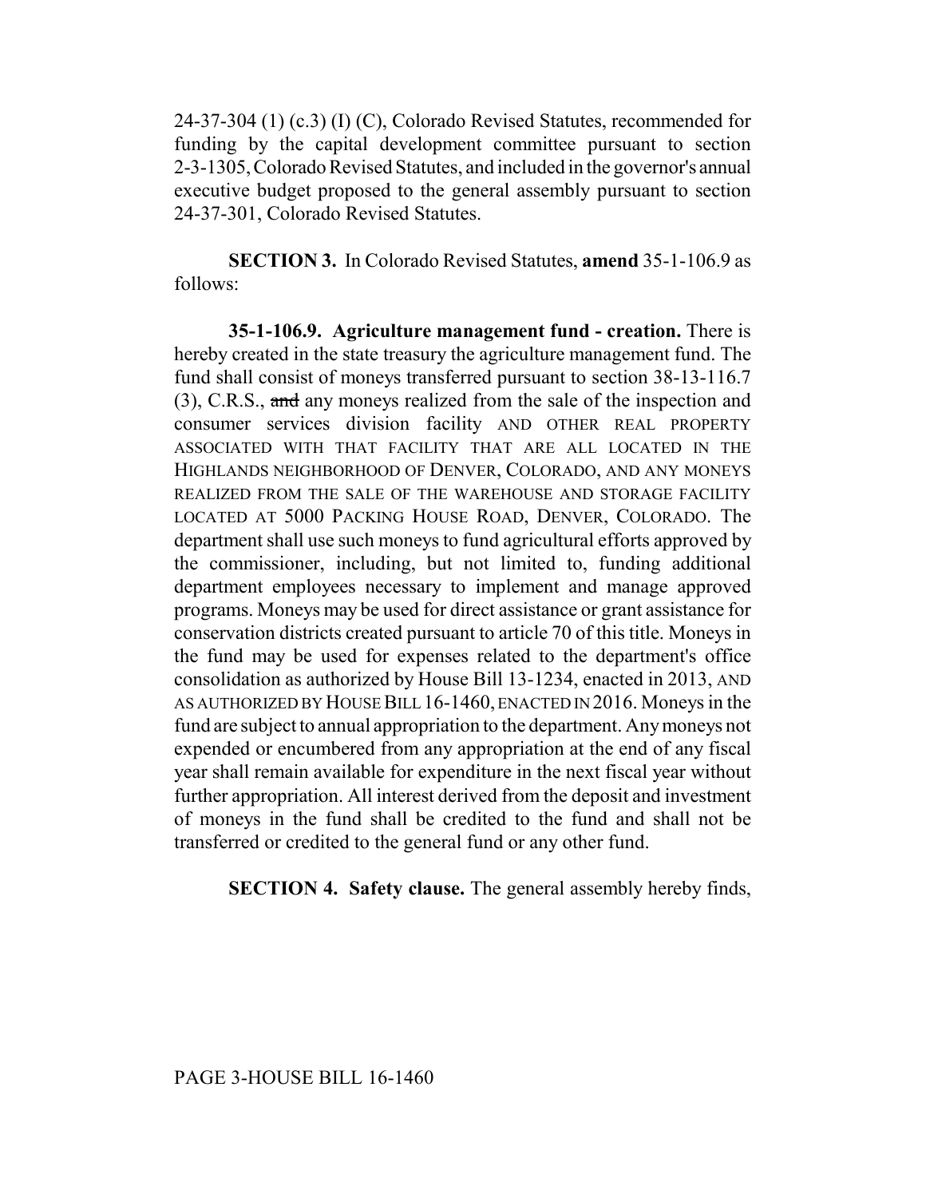24-37-304 (1) (c.3) (I) (C), Colorado Revised Statutes, recommended for funding by the capital development committee pursuant to section 2-3-1305, Colorado Revised Statutes, and included in the governor's annual executive budget proposed to the general assembly pursuant to section 24-37-301, Colorado Revised Statutes.

**SECTION 3.** In Colorado Revised Statutes, **amend** 35-1-106.9 as follows:

**35-1-106.9. Agriculture management fund - creation.** There is hereby created in the state treasury the agriculture management fund. The fund shall consist of moneys transferred pursuant to section 38-13-116.7 (3), C.R.S., ~~and~~ any moneys realized from the sale of the inspection and consumer services division facility AND OTHER REAL PROPERTY ASSOCIATED WITH THAT FACILITY THAT ARE ALL LOCATED IN THE HIGHLANDS NEIGHBORHOOD OF DENVER, COLORADO, AND ANY MONEYS REALIZED FROM THE SALE OF THE WAREHOUSE AND STORAGE FACILITY LOCATED AT 5000 PACKING HOUSE ROAD, DENVER, COLORADO. The department shall use such moneys to fund agricultural efforts approved by the commissioner, including, but not limited to, funding additional department employees necessary to implement and manage approved programs. Moneys may be used for direct assistance or grant assistance for conservation districts created pursuant to article 70 of this title. Moneys in the fund may be used for expenses related to the department's office consolidation as authorized by House Bill 13-1234, enacted in 2013, AND AS AUTHORIZED BY HOUSE BILL 16-1460, ENACTED IN 2016. Moneys in the fund are subject to annual appropriation to the department. Any moneys not expended or encumbered from any appropriation at the end of any fiscal year shall remain available for expenditure in the next fiscal year without further appropriation. All interest derived from the deposit and investment of moneys in the fund shall be credited to the fund and shall not be transferred or credited to the general fund or any other fund.

**SECTION 4. Safety clause.** The general assembly hereby finds,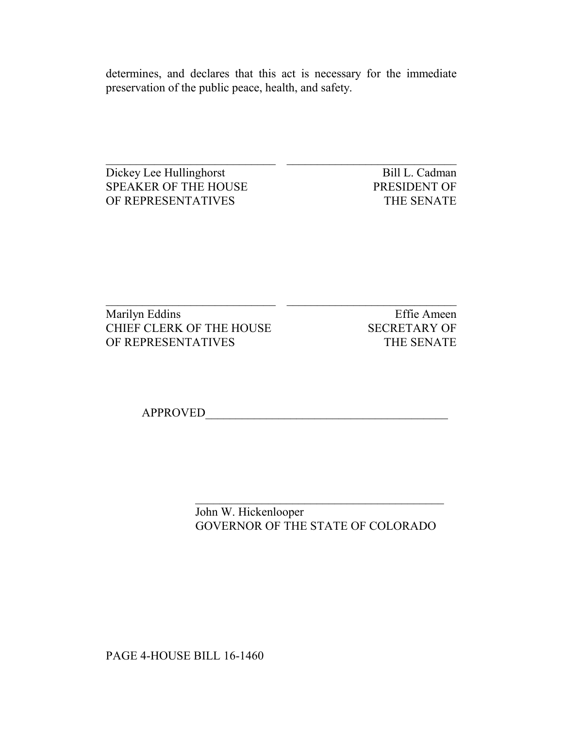determines, and declares that this act is necessary for the immediate preservation of the public peace, health, and safety.

| | |
|---|---|
| ____________________________ | ____________________________ |
| Dickey Lee Hullinghorst<br>SPEAKER OF THE HOUSE<br>OF REPRESENTATIVES | Bill L. Cadman<br>PRESIDENT OF<br>THE SENATE |

| | |
|---|---|
| ____________________________ | ____________________________ |
| Marilyn Eddins<br>CHIEF CLERK OF THE HOUSE<br>OF REPRESENTATIVES | Effie Ameen<br>SECRETARY OF<br>THE SENATE |

APPROVED________________________________________

_________________________________________

John W. Hickenlooper
GOVERNOR OF THE STATE OF COLORADO

PAGE 4-HOUSE BILL 16-1460